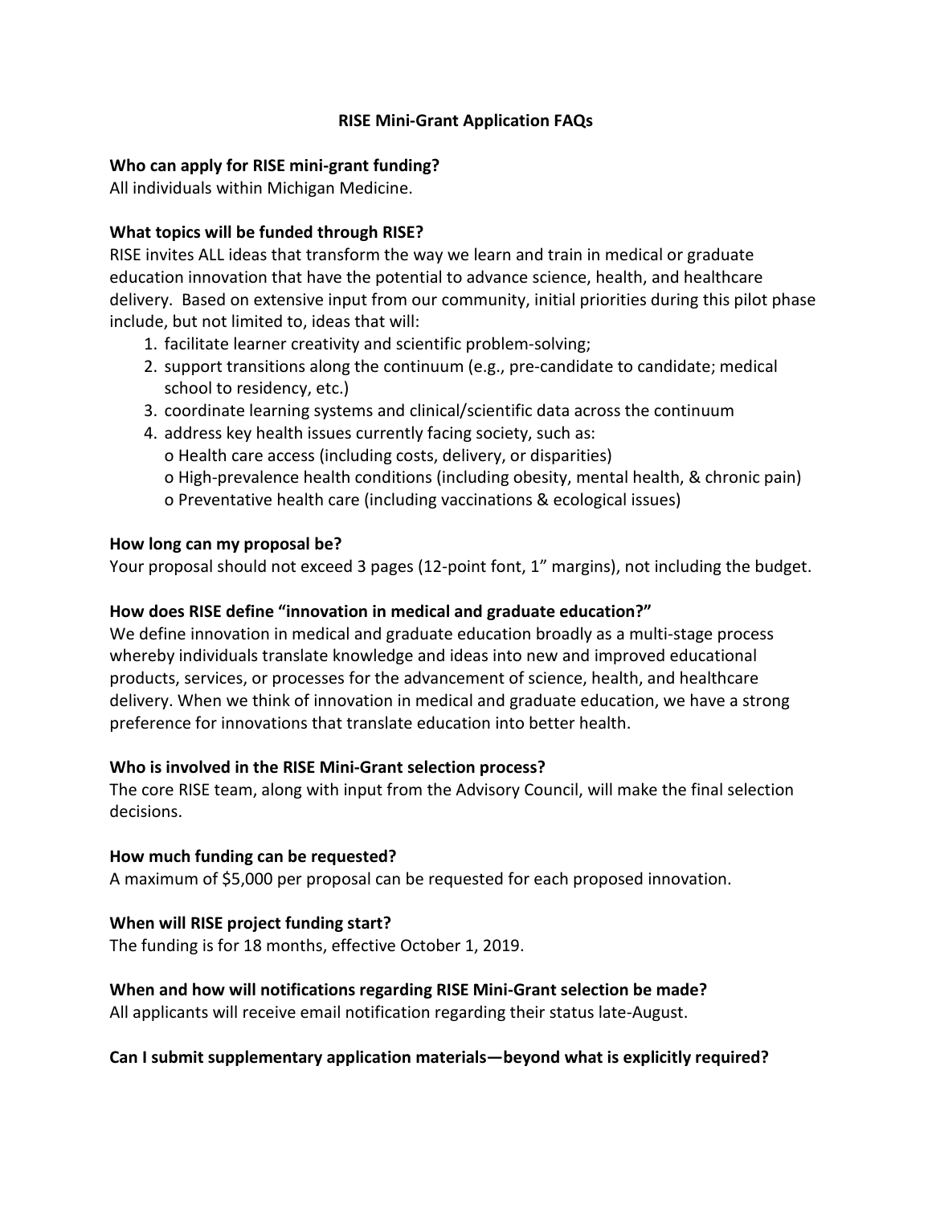# RISE Mini-Grant Application FAQs

**Who can apply for RISE mini-grant funding?**
All individuals within Michigan Medicine.

**What topics will be funded through RISE?**
RISE invites ALL ideas that transform the way we learn and train in medical or graduate education innovation that have the potential to advance science, health, and healthcare delivery. Based on extensive input from our community, initial priorities during this pilot phase include, but not limited to, ideas that will:

1. facilitate learner creativity and scientific problem-solving;
2. support transitions along the continuum (e.g., pre-candidate to candidate; medical school to residency, etc.)
3. coordinate learning systems and clinical/scientific data across the continuum
4. address key health issues currently facing society, such as:
   - Health care access (including costs, delivery, or disparities)
   - High-prevalence health conditions (including obesity, mental health, & chronic pain)
   - Preventative health care (including vaccinations & ecological issues)

**How long can my proposal be?**
Your proposal should not exceed 3 pages (12-point font, 1" margins), not including the budget.

**How does RISE define "innovation in medical and graduate education?"**
We define innovation in medical and graduate education broadly as a multi-stage process whereby individuals translate knowledge and ideas into new and improved educational products, services, or processes for the advancement of science, health, and healthcare delivery. When we think of innovation in medical and graduate education, we have a strong preference for innovations that translate education into better health.

**Who is involved in the RISE Mini-Grant selection process?**
The core RISE team, along with input from the Advisory Council, will make the final selection decisions.

**How much funding can be requested?**
A maximum of $5,000 per proposal can be requested for each proposed innovation.

**When will RISE project funding start?**
The funding is for 18 months, effective October 1, 2019.

**When and how will notifications regarding RISE Mini-Grant selection be made?**
All applicants will receive email notification regarding their status late-August.

**Can I submit supplementary application materials—beyond what is explicitly required?**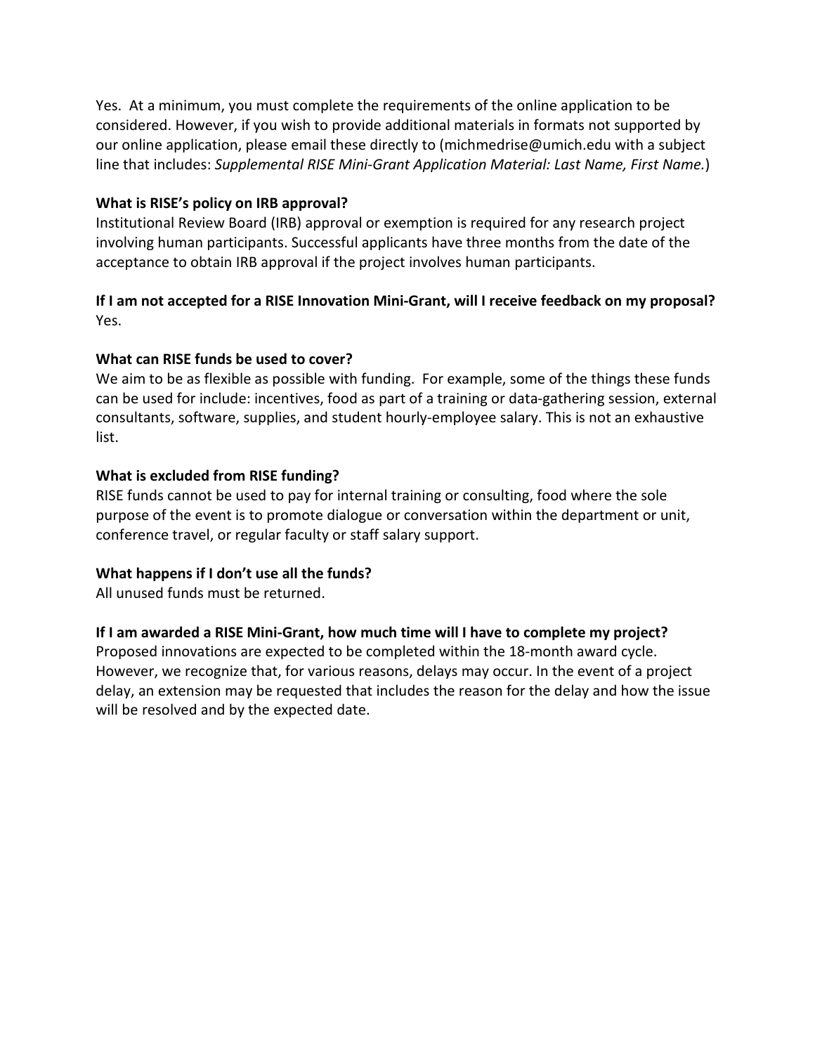Yes. At a minimum, you must complete the requirements of the online application to be considered. However, if you wish to provide additional materials in formats not supported by our online application, please email these directly to (michmedrise@umich.edu with a subject line that includes: *Supplemental RISE Mini-Grant Application Material: Last Name, First Name.*)

**What is RISE's policy on IRB approval?**
Institutional Review Board (IRB) approval or exemption is required for any research project involving human participants. Successful applicants have three months from the date of the acceptance to obtain IRB approval if the project involves human participants.

**If I am not accepted for a RISE Innovation Mini-Grant, will I receive feedback on my proposal?**
Yes.

**What can RISE funds be used to cover?**
We aim to be as flexible as possible with funding. For example, some of the things these funds can be used for include: incentives, food as part of a training or data-gathering session, external consultants, software, supplies, and student hourly-employee salary. This is not an exhaustive list.

**What is excluded from RISE funding?**
RISE funds cannot be used to pay for internal training or consulting, food where the sole purpose of the event is to promote dialogue or conversation within the department or unit, conference travel, or regular faculty or staff salary support.

**What happens if I don't use all the funds?**
All unused funds must be returned.

**If I am awarded a RISE Mini-Grant, how much time will I have to complete my project?**
Proposed innovations are expected to be completed within the 18-month award cycle. However, we recognize that, for various reasons, delays may occur. In the event of a project delay, an extension may be requested that includes the reason for the delay and how the issue will be resolved and by the expected date.